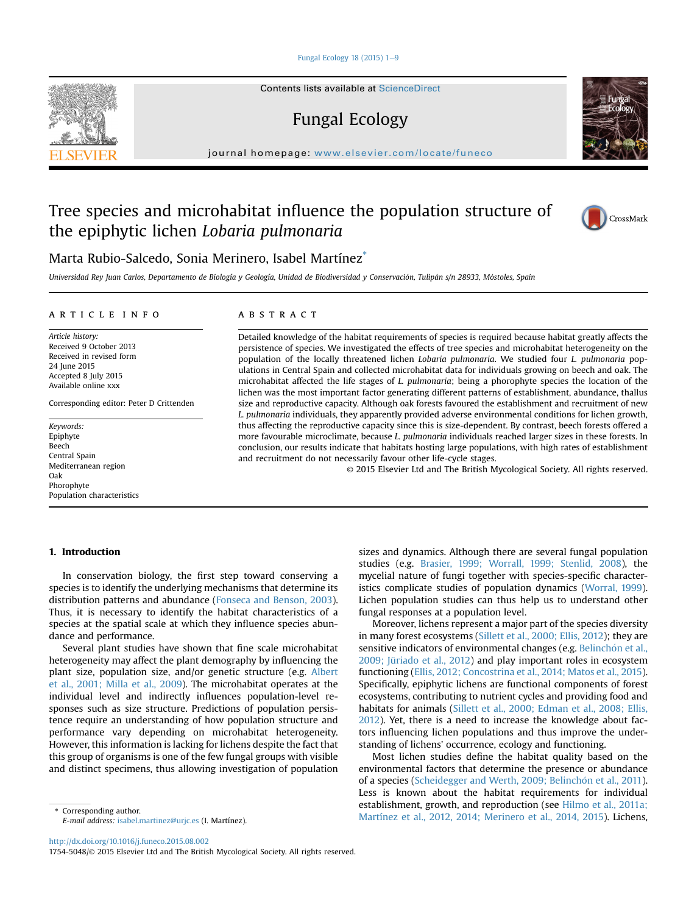Contents lists available at ScienceDirect

Fungal Ecology

journal homepage: www.elsevier.com/locate/funeco

# Tree species and microhabitat influence the population structure of the epiphytic lichen *Lobaria pulmonaria*

Marta Rubio-Salcedo, Sonia Merinero, Isabel Martínez*

Universidad Rey Juan Carlos, Departamento de Biología y Geología, Unidad de Biodiversidad y Conservación, Tulipán s/n 28933, Móstoles, Spain

**ARTICLE INFO**

*Article history:*
Received 9 October 2013
Received in revised form
24 June 2015
Accepted 8 July 2015
Available online xxx

Corresponding editor: Peter D Crittenden

*Keywords:*
Epiphyte
Beech
Central Spain
Mediterranean region
Oak
Phorophyte
Population characteristics

**ABSTRACT**

Detailed knowledge of the habitat requirements of species is required because habitat greatly affects the persistence of species. We investigated the effects of tree species and microhabitat heterogeneity on the population of the locally threatened lichen *Lobaria pulmonaria*. We studied four *L. pulmonaria* populations in Central Spain and collected microhabitat data for individuals growing on beech and oak. The microhabitat affected the life stages of *L. pulmonaria*; being a phorophyte species the location of the lichen was the most important factor generating different patterns of establishment, abundance, thallus size and reproductive capacity. Although oak forests favoured the establishment and recruitment of new *L. pulmonaria* individuals, they apparently provided adverse environmental conditions for lichen growth, thus affecting the reproductive capacity since this is size-dependent. By contrast, beech forests offered a more favourable microclimate, because *L. pulmonaria* individuals reached larger sizes in these forests. In conclusion, our results indicate that habitats hosting large populations, with high rates of establishment and recruitment do not necessarily favour other life-cycle stages.

© 2015 Elsevier Ltd and The British Mycological Society. All rights reserved.

## 1. Introduction

In conservation biology, the first step toward conserving a species is to identify the underlying mechanisms that determine its distribution patterns and abundance (Fonseca and Benson, 2003). Thus, it is necessary to identify the habitat characteristics of a species at the spatial scale at which they influence species abundance and performance.

Several plant studies have shown that fine scale microhabitat heterogeneity may affect the plant demography by influencing the plant size, population size, and/or genetic structure (e.g. Albert et al., 2001; Milla et al., 2009). The microhabitat operates at the individual level and indirectly influences population-level responses such as size structure. Predictions of population persistence require an understanding of how population structure and performance vary depending on microhabitat heterogeneity. However, this information is lacking for lichens despite the fact that this group of organisms is one of the few fungal groups with visible and distinct specimens, thus allowing investigation of population sizes and dynamics. Although there are several fungal population studies (e.g. Brasier, 1999; Worrall, 1999; Stenlid, 2008), the mycelial nature of fungi together with species-specific characteristics complicate studies of population dynamics (Worral, 1999). Lichen population studies can thus help us to understand other fungal responses at a population level.

Moreover, lichens represent a major part of the species diversity in many forest ecosystems (Sillett et al., 2000; Ellis, 2012); they are sensitive indicators of environmental changes (e.g. Belinchón et al., 2009; Jüriado et al., 2012) and play important roles in ecosystem functioning (Ellis, 2012; Concostrina et al., 2014; Matos et al., 2015). Specifically, epiphytic lichens are functional components of forest ecosystems, contributing to nutrient cycles and providing food and habitats for animals (Sillett et al., 2000; Edman et al., 2008; Ellis, 2012). Yet, there is a need to increase the knowledge about factors influencing lichen populations and thus improve the understanding of lichens' occurrence, ecology and functioning.

Most lichen studies define the habitat quality based on the environmental factors that determine the presence or abundance of a species (Scheidegger and Werth, 2009; Belinchón et al., 2011). Less is known about the habitat requirements for individual establishment, growth, and reproduction (see Hilmo et al., 2011a; Martínez et al., 2012, 2014; Merinero et al., 2014, 2015). Lichens,

* Corresponding author.
E-mail address: isabel.martinez@urjc.es (I. Martínez).

http://dx.doi.org/10.1016/j.funeco.2015.08.002
1754-5048/© 2015 Elsevier Ltd and The British Mycological Society. All rights reserved.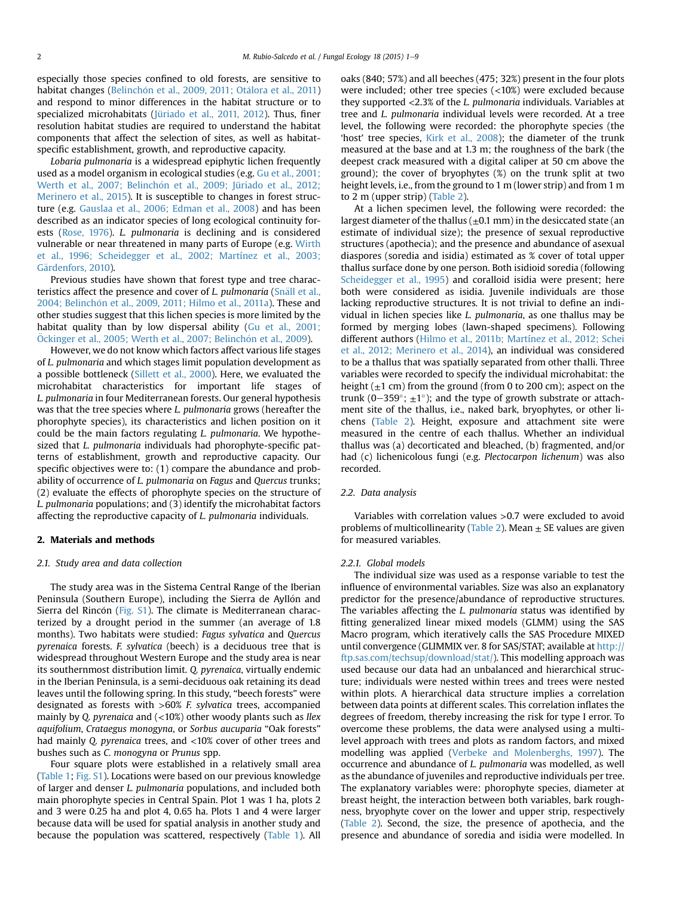especially those species confined to old forests, are sensitive to habitat changes (Belinchón et al., 2009, 2011; Otálora et al., 2011) and respond to minor differences in the habitat structure or to specialized microhabitats (Jüriado et al., 2011, 2012). Thus, finer resolution habitat studies are required to understand the habitat components that affect the selection of sites, as well as habitat-specific establishment, growth, and reproductive capacity.

*Lobaria pulmonaria* is a widespread epiphytic lichen frequently used as a model organism in ecological studies (e.g. Gu et al., 2001; Werth et al., 2007; Belinchón et al., 2009; Jüriado et al., 2012; Merinero et al., 2015). It is susceptible to changes in forest structure (e.g. Gauslaa et al., 2006; Edman et al., 2008) and has been described as an indicator species of long ecological continuity forests (Rose, 1976). *L. pulmonaria* is declining and is considered vulnerable or near threatened in many parts of Europe (e.g. Wirth et al., 1996; Scheidegger et al., 2002; Martínez et al., 2003; Gärdenfors, 2010).

Previous studies have shown that forest type and tree characteristics affect the presence and cover of *L. pulmonaria* (Snäll et al., 2004; Belinchón et al., 2009, 2011; Hilmo et al., 2011a). These and other studies suggest that this lichen species is more limited by the habitat quality than by low dispersal ability (Gu et al., 2001; Öckinger et al., 2005; Werth et al., 2007; Belinchón et al., 2009).

However, we do not know which factors affect various life stages of *L. pulmonaria* and which stages limit population development as a possible bottleneck (Sillett et al., 2000). Here, we evaluated the microhabitat characteristics for important life stages of *L. pulmonaria* in four Mediterranean forests. Our general hypothesis was that the tree species where *L. pulmonaria* grows (hereafter the phorophyte species), its characteristics and lichen position on it could be the main factors regulating *L. pulmonaria*. We hypothesized that *L. pulmonaria* individuals had phorophyte-specific patterns of establishment, growth and reproductive capacity. Our specific objectives were to: (1) compare the abundance and probability of occurrence of *L. pulmonaria* on *Fagus* and *Quercus* trunks; (2) evaluate the effects of phorophyte species on the structure of *L. pulmonaria* populations; and (3) identify the microhabitat factors affecting the reproductive capacity of *L. pulmonaria* individuals.

## 2. Materials and methods

### 2.1. Study area and data collection

The study area was in the Sistema Central Range of the Iberian Peninsula (Southern Europe), including the Sierra de Ayllón and Sierra del Rincón (Fig. S1). The climate is Mediterranean characterized by a drought period in the summer (an average of 1.8 months). Two habitats were studied: *Fagus sylvatica* and *Quercus pyrenaica* forests. *F. sylvatica* (beech) is a deciduous tree that is widespread throughout Western Europe and the study area is near its southernmost distribution limit. *Q. pyrenaica*, virtually endemic in the Iberian Peninsula, is a semi-deciduous oak retaining its dead leaves until the following spring. In this study, "beech forests" were designated as forests with >60% *F. sylvatica* trees, accompanied mainly by *Q. pyrenaica* and (<10%) other woody plants such as *Ilex aquifolium*, *Crataegus monogyna*, or *Sorbus aucuparia* "Oak forests" had mainly *Q. pyrenaica* trees, and <10% cover of other trees and bushes such as *C. monogyna* or *Prunus* spp.

Four square plots were established in a relatively small area (Table 1; Fig. S1). Locations were based on our previous knowledge of larger and denser *L. pulmonaria* populations, and included both main phorophyte species in Central Spain. Plot 1 was 1 ha, plots 2 and 3 were 0.25 ha and plot 4, 0.65 ha. Plots 1 and 4 were larger because data will be used for spatial analysis in another study and because the population was scattered, respectively (Table 1). All oaks (840; 57%) and all beeches (475; 32%) present in the four plots were included; other tree species (<10%) were excluded because they supported <2.3% of the *L. pulmonaria* individuals. Variables at tree and *L. pulmonaria* individual levels were recorded. At a tree level, the following were recorded: the phorophyte species (the 'host' tree species, Kirk et al., 2008); the diameter of the trunk measured at the base and at 1.3 m; the roughness of the bark (the deepest crack measured with a digital caliper at 50 cm above the ground); the cover of bryophytes (%) on the trunk split at two height levels, i.e., from the ground to 1 m (lower strip) and from 1 m to 2 m (upper strip) (Table 2).

At a lichen specimen level, the following were recorded: the largest diameter of the thallus (±0.1 mm) in the desiccated state (an estimate of individual size); the presence of sexual reproductive structures (apothecia); and the presence and abundance of asexual diaspores (soredia and isidia) estimated as % cover of total upper thallus surface done by one person. Both isidioid soredia (following Scheidegger et al., 1995) and coralloid isidia were present; here both were considered as isidia. Juvenile individuals are those lacking reproductive structures. It is not trivial to define an individual in lichen species like *L. pulmonaria*, as one thallus may be formed by merging lobes (lawn-shaped specimens). Following different authors (Hilmo et al., 2011b; Martínez et al., 2012; Schei et al., 2012; Merinero et al., 2014), an individual was considered to be a thallus that was spatially separated from other thalli. Three variables were recorded to specify the individual microhabitat: the height (±1 cm) from the ground (from 0 to 200 cm); aspect on the trunk (0–359°; ±1°); and the type of growth substrate or attachment site of the thallus, i.e., naked bark, bryophytes, or other lichens (Table 2). Height, exposure and attachment site were measured in the centre of each thallus. Whether an individual thallus was (a) decorticated and bleached, (b) fragmented, and/or had (c) lichenicolous fungi (e.g. *Plectocarpon lichenum*) was also recorded.

### 2.2. Data analysis

Variables with correlation values >0.7 were excluded to avoid problems of multicollinearity (Table 2). Mean ± SE values are given for measured variables.

#### 2.2.1. Global models

The individual size was used as a response variable to test the influence of environmental variables. Size was also an explanatory predictor for the presence/abundance of reproductive structures. The variables affecting the *L. pulmonaria* status was identified by fitting generalized linear mixed models (GLMM) using the SAS Macro program, which iteratively calls the SAS Procedure MIXED until convergence (GLIMMIX ver. 8 for SAS/STAT; available at http://ftp.sas.com/techsup/download/stat/). This modelling approach was used because our data had an unbalanced and hierarchical structure; individuals were nested within trees and trees were nested within plots. A hierarchical data structure implies a correlation between data points at different scales. This correlation inflates the degrees of freedom, thereby increasing the risk for type I error. To overcome these problems, the data were analysed using a multi-level approach with trees and plots as random factors, and mixed modelling was applied (Verbeke and Molenberghs, 1997). The occurrence and abundance of *L. pulmonaria* was modelled, as well as the abundance of juveniles and reproductive individuals per tree. The explanatory variables were: phorophyte species, diameter at breast height, the interaction between both variables, bark roughness, bryophyte cover on the lower and upper strip, respectively (Table 2). Second, the size, the presence of apothecia, and the presence and abundance of soredia and isidia were modelled. In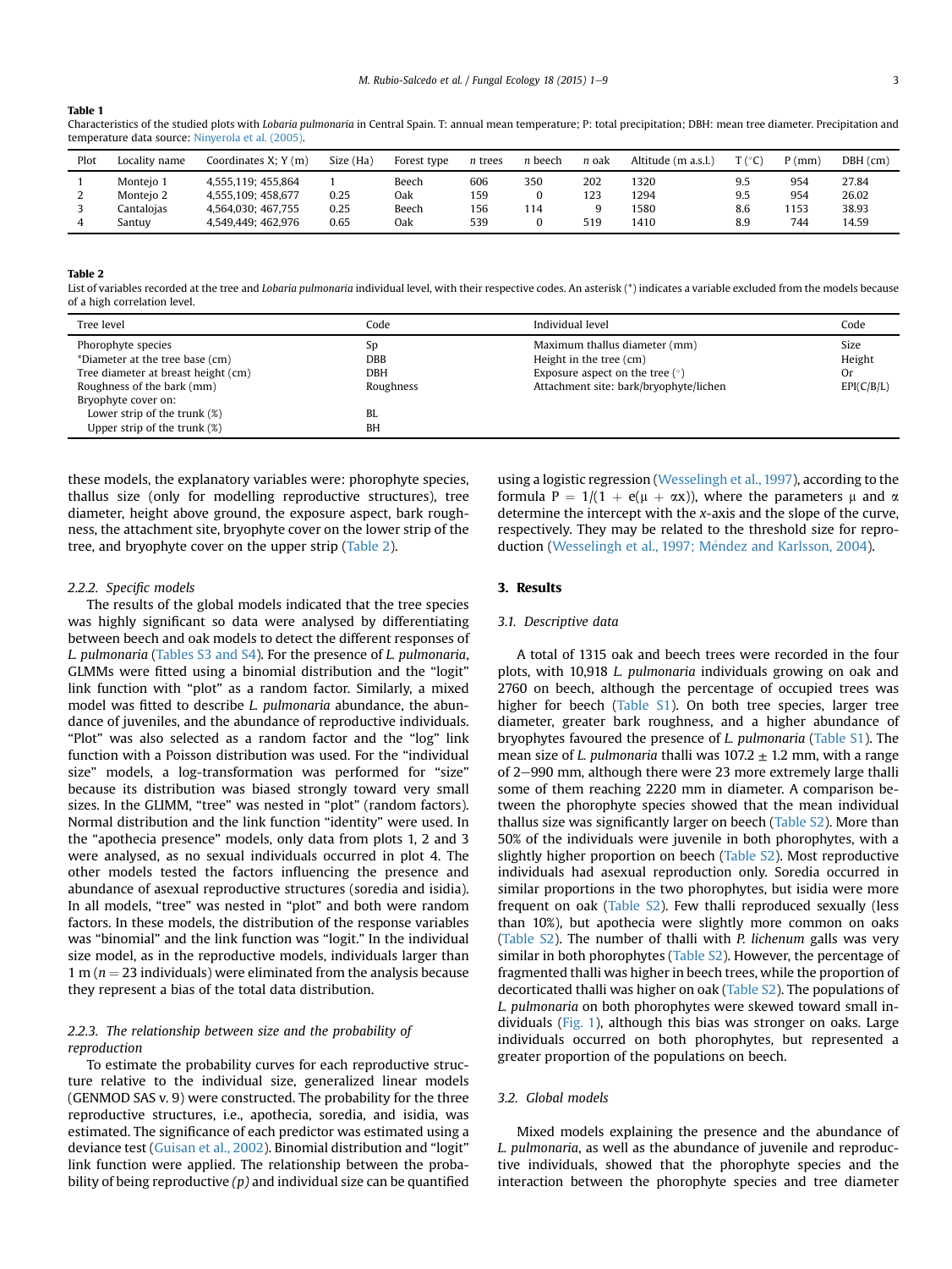**Table 1**
Characteristics of the studied plots with *Lobaria pulmonaria* in Central Spain. T: annual mean temperature; P: total precipitation; DBH: mean tree diameter. Precipitation and temperature data source: Ninyerola et al. (2005).

| Plot | Locality name | Coordinates X; Y (m) | Size (Ha) | Forest type | *n* trees | *n* beech | *n* oak | Altitude (m a.s.l.) | T (°C) | P (mm) | DBH (cm) |
|---|---|---|---|---|---|---|---|---|---|---|---|
| 1 | Montejo 1 | 4,555,119; 455,864 | 1 | Beech | 606 | 350 | 202 | 1320 | 9.5 | 954 | 27.84 |
| 2 | Montejo 2 | 4,555,109; 458,677 | 0.25 | Oak | 159 | 0 | 123 | 1294 | 9.5 | 954 | 26.02 |
| 3 | Cantalojas | 4,564,030; 467,755 | 0.25 | Beech | 156 | 114 | 9 | 1580 | 8.6 | 1153 | 38.93 |
| 4 | Santuy | 4,549,449; 462,976 | 0.65 | Oak | 539 | 0 | 519 | 1410 | 8.9 | 744 | 14.59 |

**Table 2**
List of variables recorded at the tree and *Lobaria pulmonaria* individual level, with their respective codes. An asterisk (*) indicates a variable excluded from the models because of a high correlation level.

| Tree level | Code | Individual level | Code |
|---|---|---|---|
| Phorophyte species | Sp | Maximum thallus diameter (mm) | Size |
| *Diameter at the tree base (cm) | DBB | Height in the tree (cm) | Height |
| Tree diameter at breast height (cm) | DBH | Exposure aspect on the tree (°) | Or |
| Roughness of the bark (mm) | Roughness | Attachment site: bark/bryophyte/lichen | EPI(C/B/L) |
| Bryophyte cover on: | | | |
| Lower strip of the trunk (%) | BL | | |
| Upper strip of the trunk (%) | BH | | |

these models, the explanatory variables were: phorophyte species, thallus size (only for modelling reproductive structures), tree diameter, height above ground, the exposure aspect, bark roughness, the attachment site, bryophyte cover on the lower strip of the tree, and bryophyte cover on the upper strip (Table 2).

### 2.2.2. Specific models

The results of the global models indicated that the tree species was highly significant so data were analysed by differentiating between beech and oak models to detect the different responses of *L. pulmonaria* (Tables S3 and S4). For the presence of *L. pulmonaria*, GLMMs were fitted using a binomial distribution and the "logit" link function with "plot" as a random factor. Similarly, a mixed model was fitted to describe *L. pulmonaria* abundance, the abundance of juveniles, and the abundance of reproductive individuals. "Plot" was also selected as a random factor and the "log" link function with a Poisson distribution was used. For the "individual size" models, a log-transformation was performed for "size" because its distribution was biased strongly toward very small sizes. In the GLIMM, "tree" was nested in "plot" (random factors). Normal distribution and the link function "identity" were used. In the "apothecia presence" models, only data from plots 1, 2 and 3 were analysed, as no sexual individuals occurred in plot 4. The other models tested the factors influencing the presence and abundance of asexual reproductive structures (soredia and isidia). In all models, "tree" was nested in "plot" and both were random factors. In these models, the distribution of the response variables was "binomial" and the link function was "logit." In the individual size model, as in the reproductive models, individuals larger than 1 m ($n = 23$ individuals) were eliminated from the analysis because they represent a bias of the total data distribution.

### 2.2.3. The relationship between size and the probability of reproduction

To estimate the probability curves for each reproductive structure relative to the individual size, generalized linear models (GENMOD SAS v. 9) were constructed. The probability for the three reproductive structures, i.e., apothecia, soredia, and isidia, was estimated. The significance of each predictor was estimated using a deviance test (Guisan et al., 2002). Binomial distribution and "logit" link function were applied. The relationship between the probability of being reproductive *(p)* and individual size can be quantified using a logistic regression (Wesselingh et al., 1997), according to the formula $P = 1/(1 + e(\mu + \alpha x))$, where the parameters $\mu$ and $\alpha$ determine the intercept with the *x*-axis and the slope of the curve, respectively. They may be related to the threshold size for reproduction (Wesselingh et al., 1997; Méndez and Karlsson, 2004).

## 3. Results

### 3.1. Descriptive data

A total of 1315 oak and beech trees were recorded in the four plots, with 10,918 *L. pulmonaria* individuals growing on oak and 2760 on beech, although the percentage of occupied trees was higher for beech (Table S1). On both tree species, larger tree diameter, greater bark roughness, and a higher abundance of bryophytes favoured the presence of *L. pulmonaria* (Table S1). The mean size of *L. pulmonaria* thalli was 107.2 ± 1.2 mm, with a range of 2–990 mm, although there were 23 more extremely large thalli some of them reaching 2220 mm in diameter. A comparison between the phorophyte species showed that the mean individual thallus size was significantly larger on beech (Table S2). More than 50% of the individuals were juvenile in both phorophytes, with a slightly higher proportion on beech (Table S2). Most reproductive individuals had asexual reproduction only. Soredia occurred in similar proportions in the two phorophytes, but isidia were more frequent on oak (Table S2). Few thalli reproduced sexually (less than 10%), but apothecia were slightly more common on oaks (Table S2). The number of thalli with *P. lichenum* galls was very similar in both phorophytes (Table S2). However, the percentage of fragmented thalli was higher in beech trees, while the proportion of decorticated thalli was higher on oak (Table S2). The populations of *L. pulmonaria* on both phorophytes were skewed toward small individuals (Fig. 1), although this bias was stronger on oaks. Large individuals occurred on both phorophytes, but represented a greater proportion of the populations on beech.

### 3.2. Global models

Mixed models explaining the presence and the abundance of *L. pulmonaria*, as well as the abundance of juvenile and reproductive individuals, showed that the phorophyte species and the interaction between the phorophyte species and tree diameter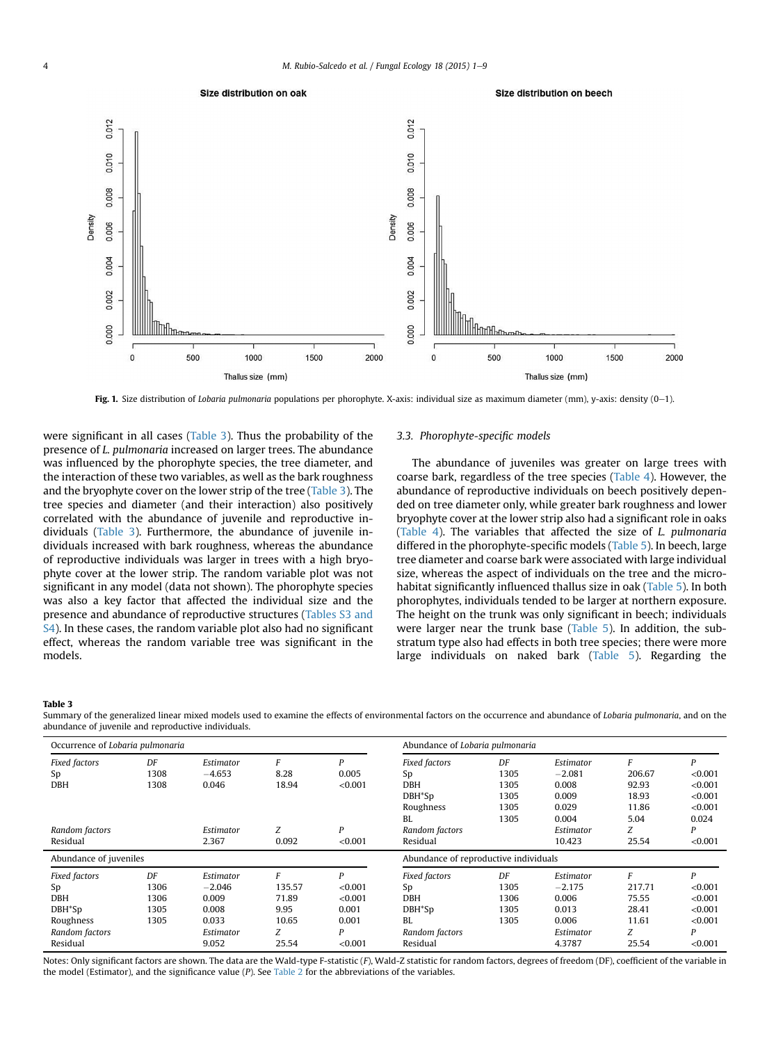Fig. 1. Size distribution of *Lobaria pulmonaria* populations per phorophyte. X-axis: individual size as maximum diameter (mm), y-axis: density (0–1).

were significant in all cases (Table 3). Thus the probability of the presence of *L. pulmonaria* increased on larger trees. The abundance was influenced by the phorophyte species, the tree diameter, and the interaction of these two variables, as well as the bark roughness and the bryophyte cover on the lower strip of the tree (Table 3). The tree species and diameter (and their interaction) also positively correlated with the abundance of juvenile and reproductive individuals (Table 3). Furthermore, the abundance of juvenile individuals increased with bark roughness, whereas the abundance of reproductive individuals was larger in trees with a high bryophyte cover at the lower strip. The random variable plot was not significant in any model (data not shown). The phorophyte species was also a key factor that affected the individual size and the presence and abundance of reproductive structures (Tables S3 and S4). In these cases, the random variable plot also had no significant effect, whereas the random variable tree was significant in the models.

### 3.3. Phorophyte-specific models

The abundance of juveniles was greater on large trees with coarse bark, regardless of the tree species (Table 4). However, the abundance of reproductive individuals on beech positively depended on tree diameter only, while greater bark roughness and lower bryophyte cover at the lower strip also had a significant role in oaks (Table 4). The variables that affected the size of *L. pulmonaria* differed in the phorophyte-specific models (Table 5). In beech, large tree diameter and coarse bark were associated with large individual size, whereas the aspect of individuals on the tree and the microhabitat significantly influenced thallus size in oak (Table 5). In both phorophytes, individuals tended to be larger at northern exposure. The height on the trunk was only significant in beech; individuals were larger near the trunk base (Table 5). In addition, the substratum type also had effects in both tree species; there were more large individuals on naked bark (Table 5). Regarding the

**Table 3**
Summary of the generalized linear mixed models used to examine the effects of environmental factors on the occurrence and abundance of *Lobaria pulmonaria*, and on the abundance of juvenile and reproductive individuals.

| Occurrence of *Lobaria pulmonaria* | | | | | Abundance of *Lobaria pulmonaria* | | | | |
|---|---|---|---|---|---|---|---|---|---|
| *Fixed factors* | *DF* | *Estimator* | *F* | *P* | *Fixed factors* | *DF* | *Estimator* | *F* | *P* |
| Sp | 1308 | −4.653 | 8.28 | 0.005 | Sp | 1305 | −2.081 | 206.67 | <0.001 |
| DBH | 1308 | 0.046 | 18.94 | <0.001 | DBH | 1305 | 0.008 | 92.93 | <0.001 |
| | | | | | DBH*Sp | 1305 | 0.009 | 18.93 | <0.001 |
| | | | | | Roughness | 1305 | 0.029 | 11.86 | <0.001 |
| | | | | | BL | 1305 | 0.004 | 5.04 | 0.024 |
| *Random factors* | | *Estimator* | *Z* | *P* | *Random factors* | | *Estimator* | *Z* | *P* |
| Residual | | 2.367 | 0.092 | <0.001 | Residual | | 10.423 | 25.54 | <0.001 |
| **Abundance of juveniles** | | | | | **Abundance of reproductive individuals** | | | | |
| *Fixed factors* | *DF* | *Estimator* | *F* | *P* | *Fixed factors* | *DF* | *Estimator* | *F* | *P* |
| Sp | 1306 | −2.046 | 135.57 | <0.001 | Sp | 1305 | −2.175 | 217.71 | <0.001 |
| DBH | 1306 | 0.009 | 71.89 | <0.001 | DBH | 1306 | 0.006 | 75.55 | <0.001 |
| DBH*Sp | 1305 | 0.008 | 9.95 | 0.001 | DBH*Sp | 1305 | 0.013 | 28.41 | <0.001 |
| Roughness | 1305 | 0.033 | 10.65 | 0.001 | BL | 1305 | 0.006 | 11.61 | <0.001 |
| *Random factors* | | *Estimator* | *Z* | *P* | *Random factors* | | *Estimator* | *Z* | *P* |
| Residual | | 9.052 | 25.54 | <0.001 | Residual | | 4.3787 | 25.54 | <0.001 |

Notes: Only significant factors are shown. The data are the Wald-type F-statistic (*F*), Wald-Z statistic for random factors, degrees of freedom (DF), coefficient of the variable in the model (Estimator), and the significance value (*P*). See Table 2 for the abbreviations of the variables.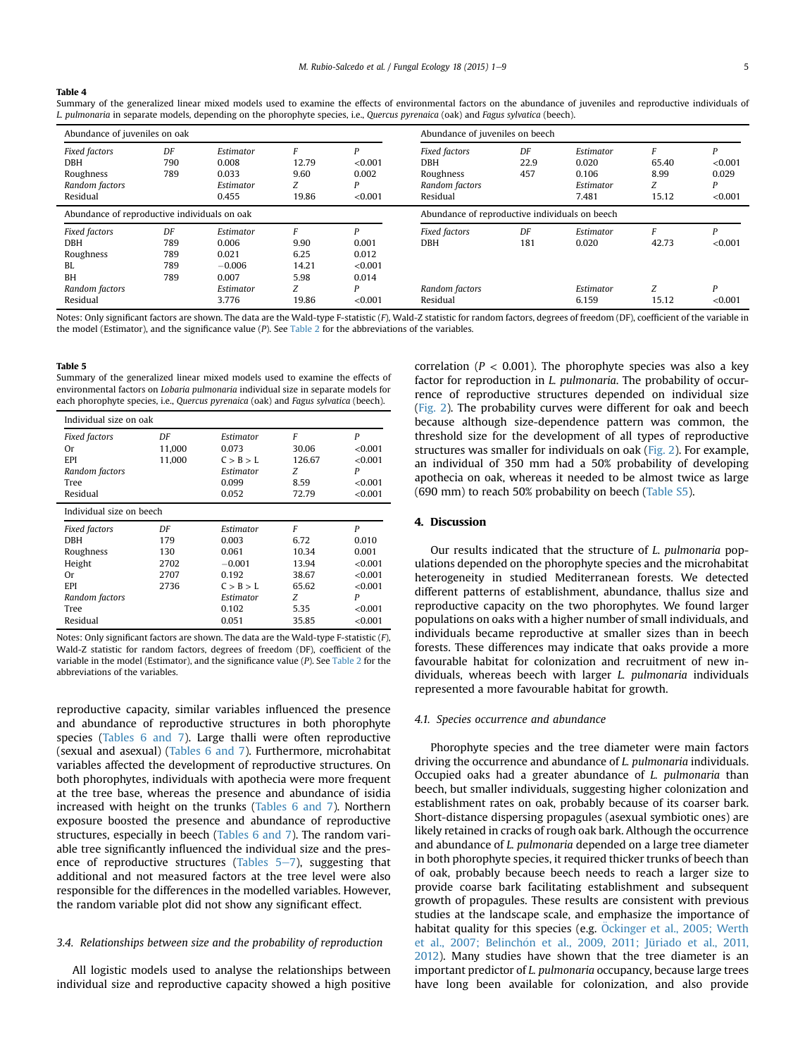**Table 4**
Summary of the generalized linear mixed models used to examine the effects of environmental factors on the abundance of juveniles and reproductive individuals of *L. pulmonaria* in separate models, depending on the phorophyte species, i.e., *Quercus pyrenaica* (oak) and *Fagus sylvatica* (beech).

| Abundance of juveniles on oak | | | | | Abundance of juveniles on beech | | | | |
|---|---|---|---|---|---|---|---|---|---|
| *Fixed factors* | *DF* | *Estimator* | *F* | *P* | *Fixed factors* | *DF* | *Estimator* | *F* | *P* |
| DBH | 790 | 0.008 | 12.79 | <0.001 | DBH | 22.9 | 0.020 | 65.40 | <0.001 |
| Roughness | 789 | 0.033 | 9.60 | 0.002 | Roughness | 457 | 0.106 | 8.99 | 0.029 |
| *Random factors* | | *Estimator* | *Z* | *P* | *Random factors* | | *Estimator* | *Z* | *P* |
| Residual | | 0.455 | 19.86 | <0.001 | Residual | | 7.481 | 15.12 | <0.001 |
| **Abundance of reproductive individuals on oak** | | | | | **Abundance of reproductive individuals on beech** | | | | |
| *Fixed factors* | *DF* | *Estimator* | *F* | *P* | *Fixed factors* | *DF* | *Estimator* | *F* | *P* |
| DBH | 789 | 0.006 | 9.90 | 0.001 | DBH | 181 | 0.020 | 42.73 | <0.001 |
| Roughness | 789 | 0.021 | 6.25 | 0.012 | | | | | |
| BL | 789 | −0.006 | 14.21 | <0.001 | | | | | |
| BH | 789 | 0.007 | 5.98 | 0.014 | | | | | |
| *Random factors* | | *Estimator* | *Z* | *P* | *Random factors* | | *Estimator* | *Z* | *P* |
| Residual | | 3.776 | 19.86 | <0.001 | Residual | | 6.159 | 15.12 | <0.001 |

Notes: Only significant factors are shown. The data are the Wald-type F-statistic (*F*), Wald-Z statistic for random factors, degrees of freedom (DF), coefficient of the variable in the model (Estimator), and the significance value (*P*). See Table 2 for the abbreviations of the variables.

**Table 5**
Summary of the generalized linear mixed models used to examine the effects of environmental factors on *Lobaria pulmonaria* individual size in separate models for each phorophyte species, i.e., *Quercus pyrenaica* (oak) and *Fagus sylvatica* (beech).

| Individual size on oak | | | | |
|---|---|---|---|---|
| *Fixed factors* | *DF* | *Estimator* | *F* | *P* |
| Or | 11,000 | 0.073 | 30.06 | <0.001 |
| EPI | 11,000 | C > B > L | 126.67 | <0.001 |
| *Random factors* | | *Estimator* | *Z* | *P* |
| Tree | | 0.099 | 8.59 | <0.001 |
| Residual | | 0.052 | 72.79 | <0.001 |
| **Individual size on beech** | | | | |
| *Fixed factors* | *DF* | *Estimator* | *F* | *P* |
| DBH | 179 | 0.003 | 6.72 | 0.010 |
| Roughness | 130 | 0.061 | 10.34 | 0.001 |
| Height | 2702 | −0.001 | 13.94 | <0.001 |
| Or | 2707 | 0.192 | 38.67 | <0.001 |
| EPI | 2736 | C > B > L | 65.62 | <0.001 |
| *Random factors* | | *Estimator* | *Z* | *P* |
| Tree | | 0.102 | 5.35 | <0.001 |
| Residual | | 0.051 | 35.85 | <0.001 |

Notes: Only significant factors are shown. The data are the Wald-type F-statistic (*F*), Wald-Z statistic for random factors, degrees of freedom (DF), coefficient of the variable in the model (Estimator), and the significance value (*P*). See Table 2 for the abbreviations of the variables.

reproductive capacity, similar variables influenced the presence and abundance of reproductive structures in both phorophyte species (Tables 6 and 7). Large thalli were often reproductive (sexual and asexual) (Tables 6 and 7). Furthermore, microhabitat variables affected the development of reproductive structures. On both phorophytes, individuals with apothecia were more frequent at the tree base, whereas the presence and abundance of isidia increased with height on the trunks (Tables 6 and 7). Northern exposure boosted the presence and abundance of reproductive structures, especially in beech (Tables 6 and 7). The random variable tree significantly influenced the individual size and the presence of reproductive structures (Tables 5–7), suggesting that additional and not measured factors at the tree level were also responsible for the differences in the modelled variables. However, the random variable plot did not show any significant effect.

### 3.4. Relationships between size and the probability of reproduction

All logistic models used to analyse the relationships between individual size and reproductive capacity showed a high positive correlation ($P < 0.001$). The phorophyte species was also a key factor for reproduction in *L. pulmonaria*. The probability of occurrence of reproductive structures depended on individual size (Fig. 2). The probability curves were different for oak and beech because although size-dependence pattern was common, the threshold size for the development of all types of reproductive structures was smaller for individuals on oak (Fig. 2). For example, an individual of 350 mm had a 50% probability of developing apothecia on oak, whereas it needed to be almost twice as large (690 mm) to reach 50% probability on beech (Table S5).

## 4. Discussion

Our results indicated that the structure of *L. pulmonaria* populations depended on the phorophyte species and the microhabitat heterogeneity in studied Mediterranean forests. We detected different patterns of establishment, abundance, thallus size and reproductive capacity on the two phorophytes. We found larger populations on oaks with a higher number of small individuals, and individuals became reproductive at smaller sizes than in beech forests. These differences may indicate that oaks provide a more favourable habitat for colonization and recruitment of new individuals, whereas beech with larger *L. pulmonaria* individuals represented a more favourable habitat for growth.

### 4.1. Species occurrence and abundance

Phorophyte species and the tree diameter were main factors driving the occurrence and abundance of *L. pulmonaria* individuals. Occupied oaks had a greater abundance of *L. pulmonaria* than beech, but smaller individuals, suggesting higher colonization and establishment rates on oak, probably because of its coarser bark. Short-distance dispersing propagules (asexual symbiotic ones) are likely retained in cracks of rough oak bark. Although the occurrence and abundance of *L. pulmonaria* depended on a large tree diameter in both phorophyte species, it required thicker trunks of beech than of oak, probably because beech needs to reach a larger size to provide coarse bark facilitating establishment and subsequent growth of propagules. These results are consistent with previous studies at the landscape scale, and emphasize the importance of habitat quality for this species (e.g. Öckinger et al., 2005; Werth et al., 2007; Belinchón et al., 2009, 2011; Jüriado et al., 2011, 2012). Many studies have shown that the tree diameter is an important predictor of *L. pulmonaria* occupancy, because large trees have long been available for colonization, and also provide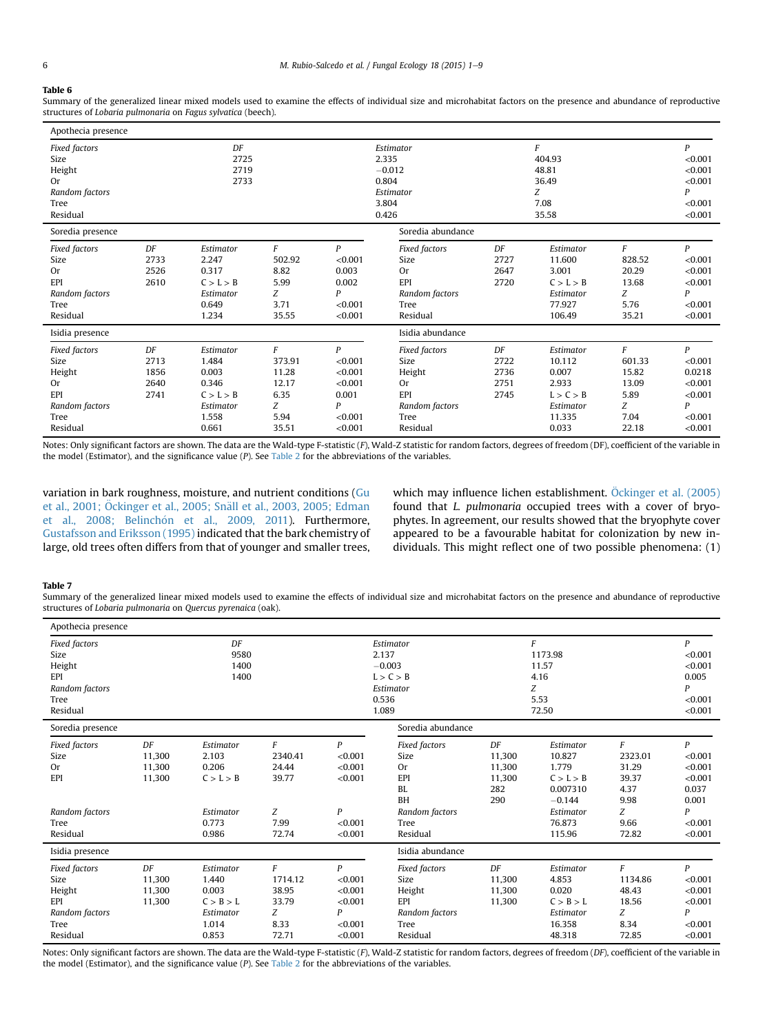**Table 6**

Summary of the generalized linear mixed models used to examine the effects of individual size and microhabitat factors on the presence and abundance of reproductive structures of *Lobaria pulmonaria* on *Fagus sylvatica* (beech).

| Apothecia presence | | | | |
|---|---|---|---|---|
| *Fixed factors* | *DF* | *Estimator* | *F* | *P* |
| Size | 2725 | 2.335 | 404.93 | <0.001 |
| Height | 2719 | −0.012 | 48.81 | <0.001 |
| Or | 2733 | 0.804 | 36.49 | <0.001 |
| *Random factors* | | *Estimator* | *Z* | *P* |
| Tree | | 3.804 | 7.08 | <0.001 |
| Residual | | 0.426 | 35.58 | <0.001 |

| Soredia presence | | | | | Soredia abundance | | | | |
|---|---|---|---|---|---|---|---|---|---|
| *Fixed factors* | *DF* | *Estimator* | *F* | *P* | *Fixed factors* | *DF* | *Estimator* | *F* | *P* |
| Size | 2733 | 2.247 | 502.92 | <0.001 | Size | 2727 | 11.600 | 828.52 | <0.001 |
| Or | 2526 | 0.317 | 8.82 | 0.003 | Or | 2647 | 3.001 | 20.29 | <0.001 |
| EPI | 2610 | C > L > B | 5.99 | 0.002 | EPI | 2720 | C > L > B | 13.68 | <0.001 |
| *Random factors* | | *Estimator* | *Z* | *P* | *Random factors* | | *Estimator* | *Z* | *P* |
| Tree | | 0.649 | 3.71 | <0.001 | Tree | | 77.927 | 5.76 | <0.001 |
| Residual | | 1.234 | 35.55 | <0.001 | Residual | | 106.49 | 35.21 | <0.001 |

| Isidia presence | | | | | Isidia abundance | | | | |
|---|---|---|---|---|---|---|---|---|---|
| *Fixed factors* | *DF* | *Estimator* | *F* | *P* | *Fixed factors* | *DF* | *Estimator* | *F* | *P* |
| Size | 2713 | 1.484 | 373.91 | <0.001 | Size | 2722 | 10.112 | 601.33 | <0.001 |
| Height | 1856 | 0.003 | 11.28 | <0.001 | Height | 2736 | 0.007 | 15.82 | 0.0218 |
| Or | 2640 | 0.346 | 12.17 | <0.001 | Or | 2751 | 2.933 | 13.09 | <0.001 |
| EPI | 2741 | C > L > B | 6.35 | 0.001 | EPI | 2745 | L > C > B | 5.89 | <0.001 |
| *Random factors* | | *Estimator* | *Z* | *P* | *Random factors* | | *Estimator* | *Z* | *P* |
| Tree | | 1.558 | 5.94 | <0.001 | Tree | | 11.335 | 7.04 | <0.001 |
| Residual | | 0.661 | 35.51 | <0.001 | Residual | | 0.033 | 22.18 | <0.001 |

Notes: Only significant factors are shown. The data are the Wald-type F-statistic (*F*), Wald-Z statistic for random factors, degrees of freedom (DF), coefficient of the variable in the model (Estimator), and the significance value (*P*). See Table 2 for the abbreviations of the variables.

variation in bark roughness, moisture, and nutrient conditions (Gu et al., 2001; Öckinger et al., 2005; Snäll et al., 2003, 2005; Edman et al., 2008; Belinchón et al., 2009, 2011). Furthermore, Gustafsson and Eriksson (1995) indicated that the bark chemistry of large, old trees often differs from that of younger and smaller trees, which may influence lichen establishment. Öckinger et al. (2005) found that *L. pulmonaria* occupied trees with a cover of bryophytes. In agreement, our results showed that the bryophyte cover appeared to be a favourable habitat for colonization by new individuals. This might reflect one of two possible phenomena: (1)

**Table 7**

Summary of the generalized linear mixed models used to examine the effects of individual size and microhabitat factors on the presence and abundance of reproductive structures of *Lobaria pulmonaria* on *Quercus pyrenaica* (oak).

| Apothecia presence | | | | |
|---|---|---|---|---|
| *Fixed factors* | *DF* | *Estimator* | *F* | *P* |
| Size | 9580 | 2.137 | 1173.98 | <0.001 |
| Height | 1400 | −0.003 | 11.57 | <0.001 |
| EPI | 1400 | L > C > B | 4.16 | 0.005 |
| *Random factors* | | *Estimator* | *Z* | *P* |
| Tree | | 0.536 | 5.53 | <0.001 |
| Residual | | 1.089 | 72.50 | <0.001 |

| Soredia presence | | | | | Soredia abundance | | | | |
|---|---|---|---|---|---|---|---|---|---|
| *Fixed factors* | *DF* | *Estimator* | *F* | *P* | *Fixed factors* | *DF* | *Estimator* | *F* | *P* |
| Size | 11,300 | 2.103 | 2340.41 | <0.001 | Size | 11,300 | 10.827 | 2323.01 | <0.001 |
| Or | 11,300 | 0.206 | 24.44 | <0.001 | Or | 11,300 | 1.779 | 31.29 | <0.001 |
| EPI | 11,300 | C > L > B | 39.77 | <0.001 | EPI | 11,300 | C > L > B | 39.37 | <0.001 |
| | | | | | BL | 282 | 0.007310 | 4.37 | 0.037 |
| | | | | | BH | 290 | −0.144 | 9.98 | 0.001 |
| *Random factors* | | *Estimator* | *Z* | *P* | *Random factors* | | *Estimator* | *Z* | *P* |
| Tree | | 0.773 | 7.99 | <0.001 | Tree | | 76.873 | 9.66 | <0.001 |
| Residual | | 0.986 | 72.74 | <0.001 | Residual | | 115.96 | 72.82 | <0.001 |

| Isidia presence | | | | | Isidia abundance | | | | |
|---|---|---|---|---|---|---|---|---|---|
| *Fixed factors* | *DF* | *Estimator* | *F* | *P* | *Fixed factors* | *DF* | *Estimator* | *F* | *P* |
| Size | 11,300 | 1.440 | 1714.12 | <0.001 | Size | 11,300 | 4.853 | 1134.86 | <0.001 |
| Height | 11,300 | 0.003 | 38.95 | <0.001 | Height | 11,300 | 0.020 | 48.43 | <0.001 |
| EPI | 11,300 | C > B > L | 33.79 | <0.001 | EPI | 11,300 | C > B > L | 18.56 | <0.001 |
| *Random factors* | | *Estimator* | *Z* | *P* | *Random factors* | | *Estimator* | *Z* | *P* |
| Tree | | 1.014 | 8.33 | <0.001 | Tree | | 16.358 | 8.34 | <0.001 |
| Residual | | 0.853 | 72.71 | <0.001 | Residual | | 48.318 | 72.85 | <0.001 |

Notes: Only significant factors are shown. The data are the Wald-type F-statistic (*F*), Wald-Z statistic for random factors, degrees of freedom (*DF*), coefficient of the variable in the model (Estimator), and the significance value (*P*). See Table 2 for the abbreviations of the variables.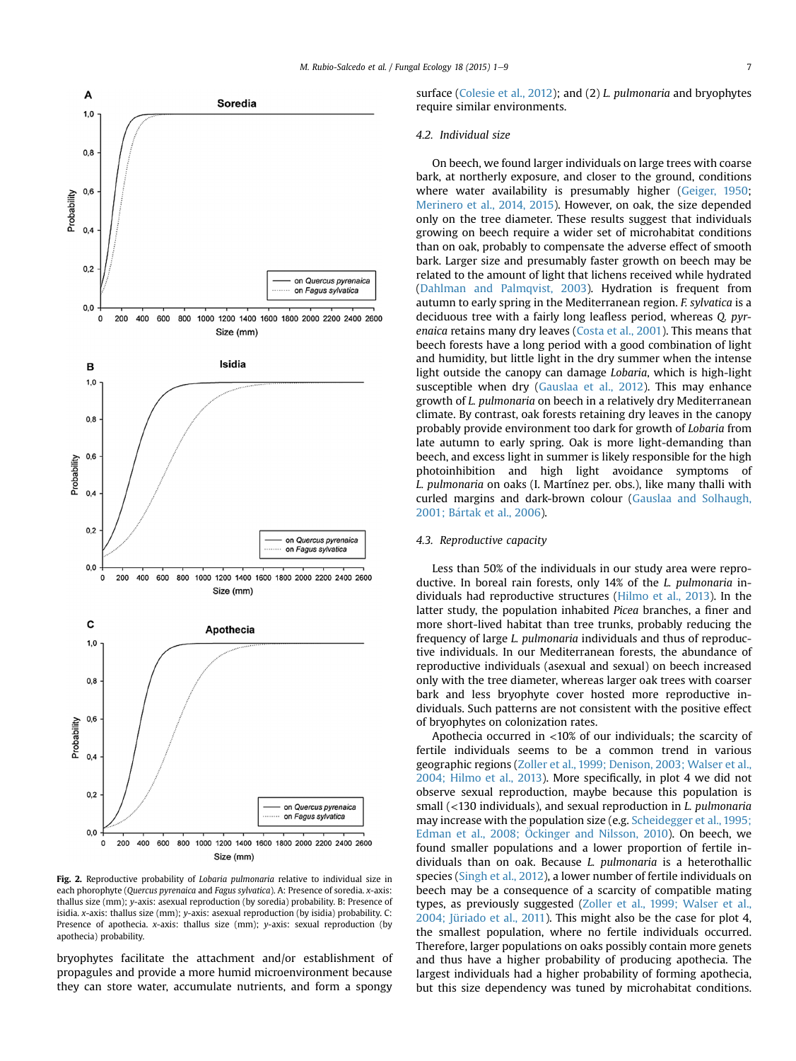Fig. 2. Reproductive probability of *Lobaria pulmonaria* relative to individual size in each phorophyte (*Quercus pyrenaica* and *Fagus sylvatica*). A: Presence of soredia. *x*-axis: thallus size (mm); *y*-axis: asexual reproduction (by soredia) probability. B: Presence of isidia. *x*-axis: thallus size (mm); *y*-axis: asexual reproduction (by isidia) probability. C: Presence of apothecia. *x*-axis: thallus size (mm); *y*-axis: sexual reproduction (by apothecia) probability.

bryophytes facilitate the attachment and/or establishment of propagules and provide a more humid microenvironment because they can store water, accumulate nutrients, and form a spongy surface (Colesie et al., 2012); and (2) *L. pulmonaria* and bryophytes require similar environments.

### 4.2. Individual size

On beech, we found larger individuals on large trees with coarse bark, at northerly exposure, and closer to the ground, conditions where water availability is presumably higher (Geiger, 1950; Merinero et al., 2014, 2015). However, on oak, the size depended only on the tree diameter. These results suggest that individuals growing on beech require a wider set of microhabitat conditions than on oak, probably to compensate the adverse effect of smooth bark. Larger size and presumably faster growth on beech may be related to the amount of light that lichens received while hydrated (Dahlman and Palmqvist, 2003). Hydration is frequent from autumn to early spring in the Mediterranean region. *F. sylvatica* is a deciduous tree with a fairly long leafless period, whereas *Q. pyrenaica* retains many dry leaves (Costa et al., 2001). This means that beech forests have a long period with a good combination of light and humidity, but little light in the dry summer when the intense light outside the canopy can damage *Lobaria*, which is high-light susceptible when dry (Gauslaa et al., 2012). This may enhance growth of *L. pulmonaria* on beech in a relatively dry Mediterranean climate. By contrast, oak forests retaining dry leaves in the canopy probably provide environment too dark for growth of *Lobaria* from late autumn to early spring. Oak is more light-demanding than beech, and excess light in summer is likely responsible for the high photoinhibition and high light avoidance symptoms of *L. pulmonaria* on oaks (I. Martínez per. obs.), like many thalli with curled margins and dark-brown colour (Gauslaa and Solhaugh, 2001; Bártak et al., 2006).

### 4.3. Reproductive capacity

Less than 50% of the individuals in our study area were reproductive. In boreal rain forests, only 14% of the *L. pulmonaria* individuals had reproductive structures (Hilmo et al., 2013). In the latter study, the population inhabited *Picea* branches, a finer and more short-lived habitat than tree trunks, probably reducing the frequency of large *L. pulmonaria* individuals and thus of reproductive individuals. In our Mediterranean forests, the abundance of reproductive individuals (asexual and sexual) on beech increased only with the tree diameter, whereas larger oak trees with coarser bark and less bryophyte cover hosted more reproductive individuals. Such patterns are not consistent with the positive effect of bryophytes on colonization rates.

Apothecia occurred in <10% of our individuals; the scarcity of fertile individuals seems to be a common trend in various geographic regions (Zoller et al., 1999; Denison, 2003; Walser et al., 2004; Hilmo et al., 2013). More specifically, in plot 4 we did not observe sexual reproduction, maybe because this population is small (<130 individuals), and sexual reproduction in *L. pulmonaria* may increase with the population size (e.g. Scheidegger et al., 1995; Edman et al., 2008; Öckinger and Nilsson, 2010). On beech, we found smaller populations and a lower proportion of fertile individuals than on oak. Because *L. pulmonaria* is a heterothallic species (Singh et al., 2012), a lower number of fertile individuals on beech may be a consequence of a scarcity of compatible mating types, as previously suggested (Zoller et al., 1999; Walser et al., 2004; Jüriado et al., 2011). This might also be the case for plot 4, the smallest population, where no fertile individuals occurred. Therefore, larger populations on oaks possibly contain more genets and thus have a higher probability of producing apothecia. The largest individuals had a higher probability of forming apothecia, but this size dependency was tuned by microhabitat conditions.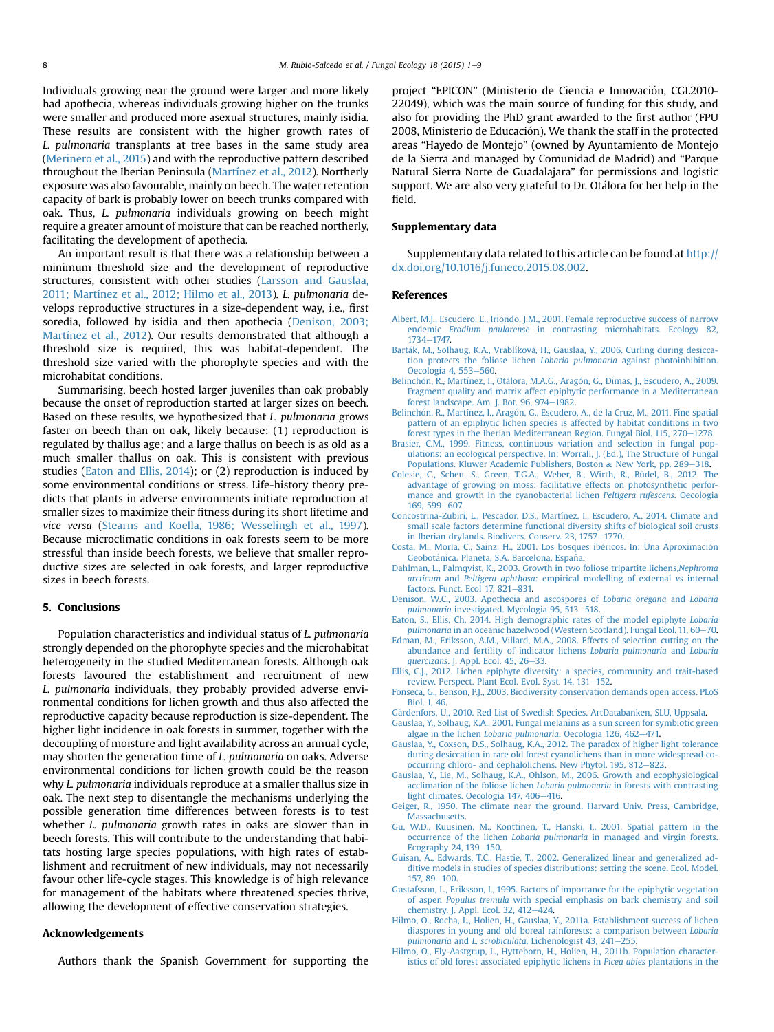Individuals growing near the ground were larger and more likely had apothecia, whereas individuals growing higher on the trunks were smaller and produced more asexual structures, mainly isidia. These results are consistent with the higher growth rates of *L. pulmonaria* transplants at tree bases in the same study area (Merinero et al., 2015) and with the reproductive pattern described throughout the Iberian Peninsula (Martínez et al., 2012). Northerly exposure was also favourable, mainly on beech. The water retention capacity of bark is probably lower on beech trunks compared with oak. Thus, *L. pulmonaria* individuals growing on beech might require a greater amount of moisture that can be reached northerly, facilitating the development of apothecia.

An important result is that there was a relationship between a minimum threshold size and the development of reproductive structures, consistent with other studies (Larsson and Gauslaa, 2011; Martínez et al., 2012; Hilmo et al., 2013). *L. pulmonaria* develops reproductive structures in a size-dependent way, i.e., first soredia, followed by isidia and then apothecia (Denison, 2003; Martínez et al., 2012). Our results demonstrated that although a threshold size is required, this was habitat-dependent. The threshold size varied with the phorophyte species and with the microhabitat conditions.

Summarising, beech hosted larger juveniles than oak probably because the onset of reproduction started at larger sizes on beech. Based on these results, we hypothesized that *L. pulmonaria* grows faster on beech than on oak, likely because: (1) reproduction is regulated by thallus age; and a large thallus on beech is as old as a much smaller thallus on oak. This is consistent with previous studies (Eaton and Ellis, 2014); or (2) reproduction is induced by some environmental conditions or stress. Life-history theory predicts that plants in adverse environments initiate reproduction at smaller sizes to maximize their fitness during its short lifetime and *vice versa* (Stearns and Koella, 1986; Wesselingh et al., 1997). Because microclimatic conditions in oak forests seem to be more stressful than inside beech forests, we believe that smaller reproductive sizes are selected in oak forests, and larger reproductive sizes in beech forests.

## 5. Conclusions

Population characteristics and individual status of *L. pulmonaria* strongly depended on the phorophyte species and the microhabitat heterogeneity in the studied Mediterranean forests. Although oak forests favoured the establishment and recruitment of new *L. pulmonaria* individuals, they probably provided adverse environmental conditions for lichen growth and thus also affected the reproductive capacity because reproduction is size-dependent. The higher light incidence in oak forests in summer, together with the decoupling of moisture and light availability across an annual cycle, may shorten the generation time of *L. pulmonaria* on oaks. Adverse environmental conditions for lichen growth could be the reason why *L. pulmonaria* individuals reproduce at a smaller thallus size in oak. The next step to disentangle the mechanisms underlying the possible generation time differences between forests is to test whether *L. pulmonaria* growth rates in oaks are slower than in beech forests. This will contribute to the understanding that habitats hosting large species populations, with high rates of establishment and recruitment of new individuals, may not necessarily favour other life-cycle stages. This knowledge is of high relevance for management of the habitats where threatened species thrive, allowing the development of effective conservation strategies.

## Acknowledgements

Authors thank the Spanish Government for supporting the project "EPICON" (Ministerio de Ciencia e Innovación, CGL2010-22049), which was the main source of funding for this study, and also for providing the PhD grant awarded to the first author (FPU 2008, Ministerio de Educación). We thank the staff in the protected areas "Hayedo de Montejo" (owned by Ayuntamiento de Montejo de la Sierra and managed by Comunidad de Madrid) and "Parque Natural Sierra Norte de Guadalajara" for permissions and logistic support. We are also very grateful to Dr. Otálora for her help in the field.

## Supplementary data

Supplementary data related to this article can be found at http://dx.doi.org/10.1016/j.funeco.2015.08.002.

## References

Albert, M.J., Escudero, E., Iriondo, J.M., 2001. Female reproductive success of narrow endemic *Erodium paularense* in contrasting microhabitats. Ecology 82, 1734–1747.

Barták, M., Solhaug, K.A., Vráblíková, H., Gauslaa, Y., 2006. Curling during desiccation protects the foliose lichen *Lobaria pulmonaria* against photoinhibition. Oecologia 4, 553–560.

Belinchón, R., Martínez, I., Otálora, M.A.G., Aragón, G., Dimas, J., Escudero, A., 2009. Fragment quality and matrix affect epiphytic performance in a Mediterranean forest landscape. Am. J. Bot. 96, 974–1982.

Belinchón, R., Martínez, I., Aragón, G., Escudero, A., de la Cruz, M., 2011. Fine spatial pattern of an epiphytic lichen species is affected by habitat conditions in two forest types in the Iberian Mediterranean Region. Fungal Biol. 115, 270–1278.

Brasier, C.M., 1999. Fitness, continuous variation and selection in fungal populations: an ecological perspective. In: Worrall, J. (Ed.), The Structure of Fungal Populations. Kluwer Academic Publishers, Boston & New York, pp. 289–318.

Colesie, C., Scheu, S., Green, T.G.A., Weber, B., Wirth, R., Büdel, B., 2012. The advantage of growing on moss: facilitative effects on photosynthetic performance and growth in the cyanobacterial lichen *Peltigera rufescens*. Oecologia 169, 599–607.

Concostrina-Zubiri, L., Pescador, D.S., Martínez, I., Escudero, A., 2014. Climate and small scale factors determine functional diversity shifts of biological soil crusts in Iberian drylands. Biodivers. Conserv. 23, 1757–1770.

Costa, M., Morla, C., Sainz, H., 2001. Los bosques ibéricos. In: Una Aproximación Geobotánica. Planeta, S.A. Barcelona, España.

Dahlman, L., Palmqvist, K., 2003. Growth in two foliose tripartite lichens,*Nephroma arcticum* and *Peltigera aphthosa*: empirical modelling of external *vs* internal factors. Funct. Ecol 17, 821–831.

Denison, W.C., 2003. Apothecia and ascospores of *Lobaria oregana* and *Lobaria pulmonaria* investigated. Mycologia 95, 513–518.

Eaton, S., Ellis, Ch, 2014. High demographic rates of the model epiphyte *Lobaria pulmonaria* in an oceanic hazelwood (Western Scotland). Fungal Ecol. 11, 60–70.

Edman, M., Eriksson, A.M., Villard, M.A., 2008. Effects of selection cutting on the abundance and fertility of indicator lichens *Lobaria pulmonaria* and *Lobaria quercizans*. J. Appl. Ecol. 45, 26–33.

Ellis, C.J., 2012. Lichen epiphyte diversity: a species, community and trait-based review. Perspect. Plant Ecol. Evol. Syst. 14, 131–152.

Fonseca, G., Benson, P.J., 2003. Biodiversity conservation demands open access. PLoS Biol. 1, 46.

Gärdenfors, U., 2010. Red List of Swedish Species. ArtDatabanken, SLU, Uppsala.

Gauslaa, Y., Solhaug, K.A., 2001. Fungal melanins as a sun screen for symbiotic green algae in the lichen *Lobaria pulmonaria*. Oecologia 126, 462–471.

Gauslaa, Y., Coxson, D.S., Solhaug, K.A., 2012. The paradox of higher light tolerance during desiccation in rare old forest cyanolichens than in more widespread co-occurring chloro- and cephalolichens. New Phytol. 195, 812–822.

Gauslaa, Y., Lie, M., Solhaug, K.A., Ohlson, M., 2006. Growth and ecophysiological acclimation of the foliose lichen *Lobaria pulmonaria* in forests with contrasting light climates. Oecologia 147, 406–416.

Geiger, R., 1950. The climate near the ground. Harvard Univ. Press, Cambridge, Massachusetts.

Gu, W.D., Kuusinen, M., Konttinen, T., Hanski, I., 2001. Spatial pattern in the occurrence of the lichen *Lobaria pulmonaria* in managed and virgin forests. Ecography 24, 139–150.

Guisan, A., Edwards, T.C., Hastie, T., 2002. Generalized linear and generalized additive models in studies of species distributions: setting the scene. Ecol. Model. 157, 89–100.

Gustafsson, L., Eriksson, I., 1995. Factors of importance for the epiphytic vegetation of aspen *Populus tremula* with special emphasis on bark chemistry and soil chemistry. J. Appl. Ecol. 32, 412–424.

Hilmo, O., Rocha, L., Holien, H., Gauslaa, Y., 2011a. Establishment success of lichen diaspores in young and old boreal rainforests: a comparison between *Lobaria pulmonaria* and *L. scrobiculata*. Lichenologist 43, 241–255.

Hilmo, O., Ely-Aastgrup, L., Hytteborn, H., Holien, H., 2011b. Population characteristics of old forest associated epiphytic lichens in *Picea abies* plantations in the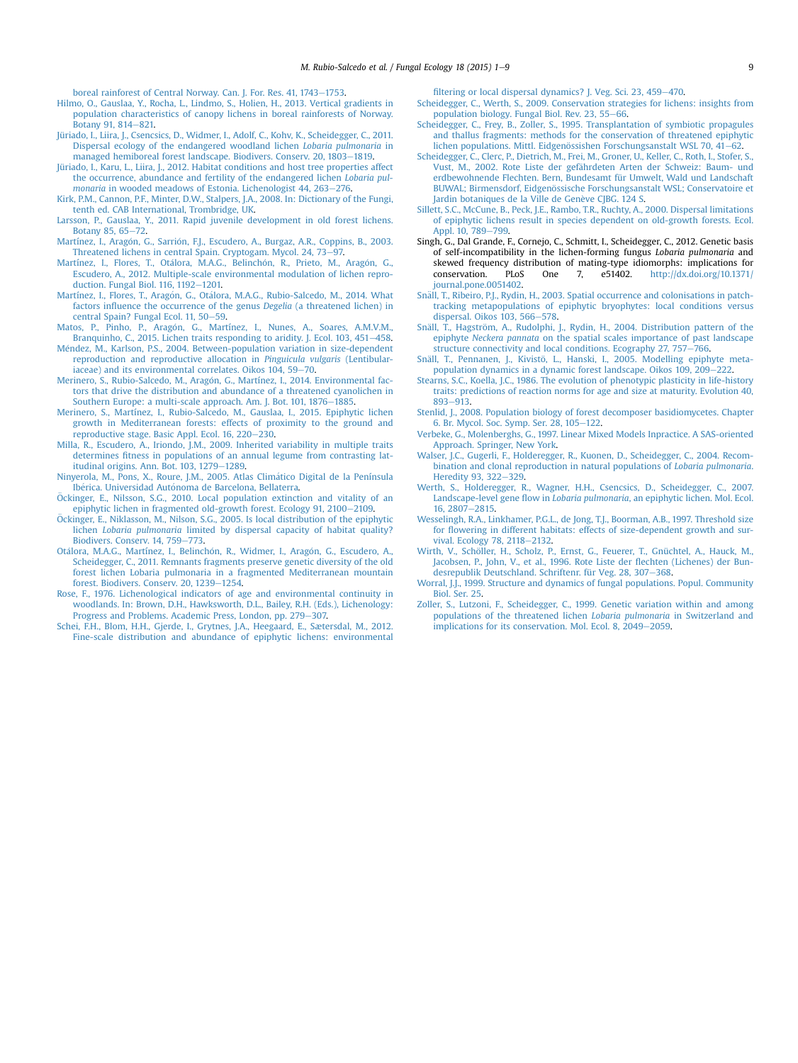boreal rainforest of Central Norway. Can. J. For. Res. 41, 1743–1753.

Hilmo, O., Gauslaa, Y., Rocha, L., Lindmo, S., Holien, H., 2013. Vertical gradients in population characteristics of canopy lichens in boreal rainforests of Norway. Botany 91, 814–821.

Jüriado, I., Liira, J., Csencsics, D., Widmer, I., Adolf, C., Kohv, K., Scheidegger, C., 2011. Dispersal ecology of the endangered woodland lichen *Lobaria pulmonaria* in managed hemiboreal forest landscape. Biodivers. Conserv. 20, 1803–1819.

Jüriado, I., Karu, L., Liira, J., 2012. Habitat conditions and host tree properties affect the occurrence, abundance and fertility of the endangered lichen *Lobaria pulmonaria* in wooded meadows of Estonia. Lichenologist 44, 263–276.

Kirk, P.M., Cannon, P.F., Minter, D.W., Stalpers, J.A., 2008. In: Dictionary of the Fungi, tenth ed. CAB International, Trombridge, UK.

Larsson, P., Gauslaa, Y., 2011. Rapid juvenile development in old forest lichens. Botany 85, 65–72.

Martínez, I., Aragón, G., Sarrión, F.J., Escudero, A., Burgaz, A.R., Coppins, B., 2003. Threatened lichens in central Spain. Cryptogam. Mycol. 24, 73–97.

Martínez, I., Flores, T., Otálora, M.A.G., Belinchón, R., Prieto, M., Aragón, G., Escudero, A., 2012. Multiple-scale environmental modulation of lichen reproduction. Fungal Biol. 116, 1192–1201.

Martínez, I., Flores, T., Aragón, G., Otálora, M.A.G., Rubio-Salcedo, M., 2014. What factors influence the occurrence of the genus *Degelia* (a threatened lichen) in central Spain? Fungal Ecol. 11, 50–59.

Matos, P., Pinho, P., Aragón, G., Martínez, I., Nunes, A., Soares, A.M.V.M., Branquinho, C., 2015. Lichen traits responding to aridity. J. Ecol. 103, 451–458.

Méndez, M., Karlson, P.S., 2004. Between-population variation in size-dependent reproduction and reproductive allocation in *Pinguicula vulgaris* (Lentibulariaceae) and its environmental correlates. Oikos 104, 59–70.

Merinero, S., Rubio-Salcedo, M., Aragón, G., Martínez, I., 2014. Environmental factors that drive the distribution and abundance of a threatened cyanolichen in Southern Europe: a multi-scale approach. Am. J. Bot. 101, 1876–1885.

Merinero, S., Martínez, I., Rubio-Salcedo, M., Gauslaa, I., 2015. Epiphytic lichen growth in Mediterranean forests: effects of proximity to the ground and reproductive stage. Basic Appl. Ecol. 16, 220–230.

Milla, R., Escudero, A., Iriondo, J.M., 2009. Inherited variability in multiple traits determines fitness in populations of an annual legume from contrasting latitudinal origins. Ann. Bot. 103, 1279–1289.

Ninyerola, M., Pons, X., Roure, J.M., 2005. Atlas Climático Digital de la Península Ibérica. Universidad Autónoma de Barcelona, Bellaterra.

Öckinger, E., Nilsson, S.G., 2010. Local population extinction and vitality of an epiphytic lichen in fragmented old-growth forest. Ecology 91, 2100–2109.

Öckinger, E., Niklasson, M., Nilson, S.G., 2005. Is local distribution of the epiphytic lichen *Lobaria pulmonaria* limited by dispersal capacity of habitat quality? Biodivers. Conserv. 14, 759–773.

Otálora, M.A.G., Martínez, I., Belinchón, R., Widmer, I., Aragón, G., Escudero, A., Scheidegger, C., 2011. Remnants fragments preserve genetic diversity of the old forest lichen Lobaria pulmonaria in a fragmented Mediterranean mountain forest. Biodivers. Conserv. 20, 1239–1254.

Rose, F., 1976. Lichenological indicators of age and environmental continuity in woodlands. In: Brown, D.H., Hawksworth, D.L., Bailey, R.H. (Eds.), Lichenology: Progress and Problems. Academic Press, London, pp. 279–307.

Schei, F.H., Blom, H.H., Gjerde, I., Grytnes, J.A., Heegaard, E., Sætersdal, M., 2012. Fine-scale distribution and abundance of epiphytic lichens: environmental filtering or local dispersal dynamics? J. Veg. Sci. 23, 459–470.

Scheidegger, C., Werth, S., 2009. Conservation strategies for lichens: insights from population biology. Fungal Biol. Rev. 23, 55–66.

Scheidegger, C., Frey, B., Zoller, S., 1995. Transplantation of symbiotic propagules and thallus fragments: methods for the conservation of threatened epiphytic lichen populations. Mittl. Eidgenössishen Forschungsanstalt WSL 70, 41–62.

Scheidegger, C., Clerc, P., Dietrich, M., Frei, M., Groner, U., Keller, C., Roth, I., Stofer, S., Vust, M., 2002. Rote Liste der gefährdeten Arten der Schweiz: Baum- und erdbewohnende Flechten. Bern, Bundesamt für Umwelt, Wald und Landschaft BUWAL; Birmensdorf, Eidgenössische Forschungsanstalt WSL; Conservatoire et Jardin botaniques de la Ville de Genève CJBG. 124 S.

Sillett, S.C., McCune, B., Peck, J.E., Rambo, T.R., Ruchty, A., 2000. Dispersal limitations of epiphytic lichens result in species dependent on old-growth forests. Ecol. Appl. 10, 789–799.

Singh, G., Dal Grande, F., Cornejo, C., Schmitt, I., Scheidegger, C., 2012. Genetic basis of self-incompatibility in the lichen-forming fungus *Lobaria pulmonaria* and skewed frequency distribution of mating-type idiomorphs: implications for conservation. PLoS One 7, e51402. http://dx.doi.org/10.1371/journal.pone.0051402.

Snäll, T., Ribeiro, P.J., Rydin, H., 2003. Spatial occurrence and colonisations in patch-tracking metapopulations of epiphytic bryophytes: local conditions versus dispersal. Oikos 103, 566–578.

Snäll, T., Hagström, A., Rudolphi, J., Rydin, H., 2004. Distribution pattern of the epiphyte *Neckera pannata* on the spatial scales importance of past landscape structure connectivity and local conditions. Ecography 27, 757–766.

Snäll, T., Pennanen, J., Kivistö, L., Hanski, I., 2005. Modelling epiphyte metapopulation dynamics in a dynamic forest landscape. Oikos 109, 209–222.

Stearns, S.C., Koella, J.C., 1986. The evolution of phenotypic plasticity in life-history traits: predictions of reaction norms for age and size at maturity. Evolution 40, 893–913.

Stenlid, J., 2008. Population biology of forest decomposer basidiomycetes. Chapter 6. Br. Mycol. Soc. Symp. Ser. 28, 105–122.

Verbeke, G., Molenberghs, G., 1997. Linear Mixed Models Inpractice. A SAS-oriented Approach. Springer, New York.

Walser, J.C., Gugerli, F., Holderegger, R., Kuonen, D., Scheidegger, C., 2004. Recombination and clonal reproduction in natural populations of *Lobaria pulmonaria*. Heredity 93, 322–329.

Werth, S., Holderegger, R., Wagner, H.H., Csencsics, D., Scheidegger, C., 2007. Landscape-level gene flow in *Lobaria pulmonaria*, an epiphytic lichen. Mol. Ecol. 16, 2807–2815.

Wesselingh, R.A., Linkhamer, P.G.L., de Jong, T.J., Boorman, A.B., 1997. Threshold size for flowering in different habitats: effects of size-dependent growth and survival. Ecology 78, 2118–2132.

Wirth, V., Schöller, H., Scholz, P., Ernst, G., Feuerer, T., Gnüchtel, A., Hauck, M., Jacobsen, P., John, V., et al., 1996. Rote Liste der flechten (Lichenes) der Bundesrepublik Deutschland. Schriftenr. für Veg. 28, 307–368.

Worral, J.J., 1999. Structure and dynamics of fungal populations. Popul. Community Biol. Ser. 25.

Zoller, S., Lutzoni, F., Scheidegger, C., 1999. Genetic variation within and among populations of the threatened lichen *Lobaria pulmonaria* in Switzerland and implications for its conservation. Mol. Ecol. 8, 2049–2059.